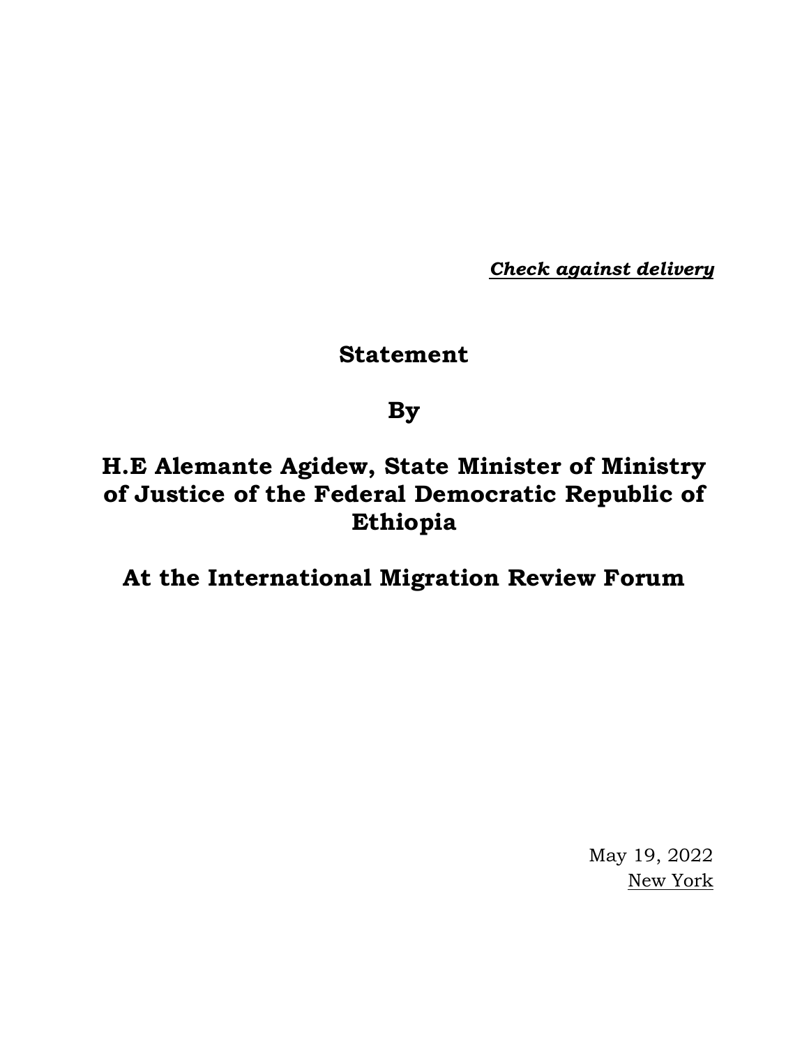***Check against delivery***

# Statement

# By

# H.E Alemante Agidew, State Minister of Ministry of Justice of the Federal Democratic Republic of Ethiopia

# At the International Migration Review Forum

May 19, 2022
New York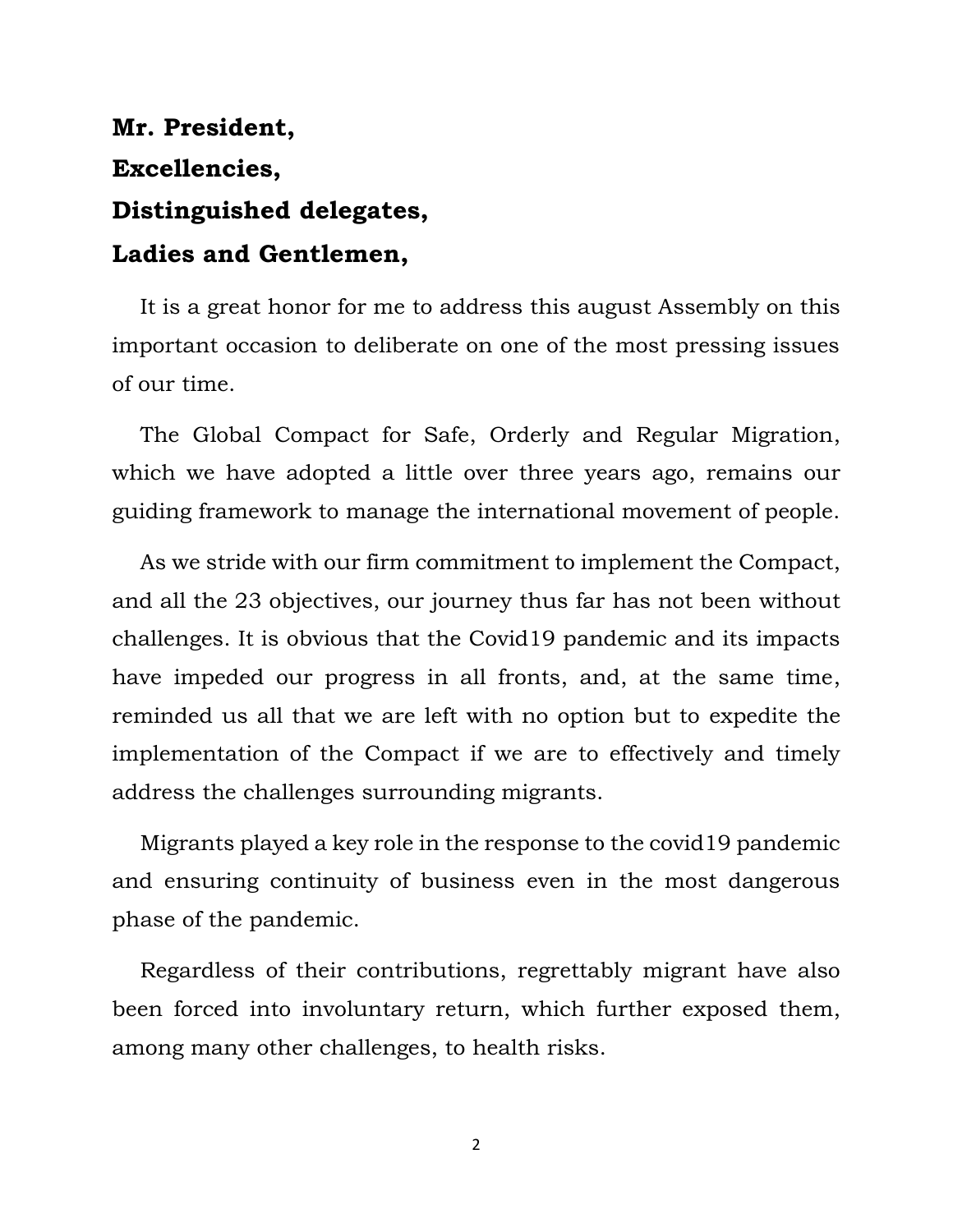**Mr. President,**

**Excellencies,**

**Distinguished delegates,**

**Ladies and Gentlemen,**

It is a great honor for me to address this august Assembly on this important occasion to deliberate on one of the most pressing issues of our time.

The Global Compact for Safe, Orderly and Regular Migration, which we have adopted a little over three years ago, remains our guiding framework to manage the international movement of people.

As we stride with our firm commitment to implement the Compact, and all the 23 objectives, our journey thus far has not been without challenges. It is obvious that the Covid19 pandemic and its impacts have impeded our progress in all fronts, and, at the same time, reminded us all that we are left with no option but to expedite the implementation of the Compact if we are to effectively and timely address the challenges surrounding migrants.

Migrants played a key role in the response to the covid19 pandemic and ensuring continuity of business even in the most dangerous phase of the pandemic.

Regardless of their contributions, regrettably migrant have also been forced into involuntary return, which further exposed them, among many other challenges, to health risks.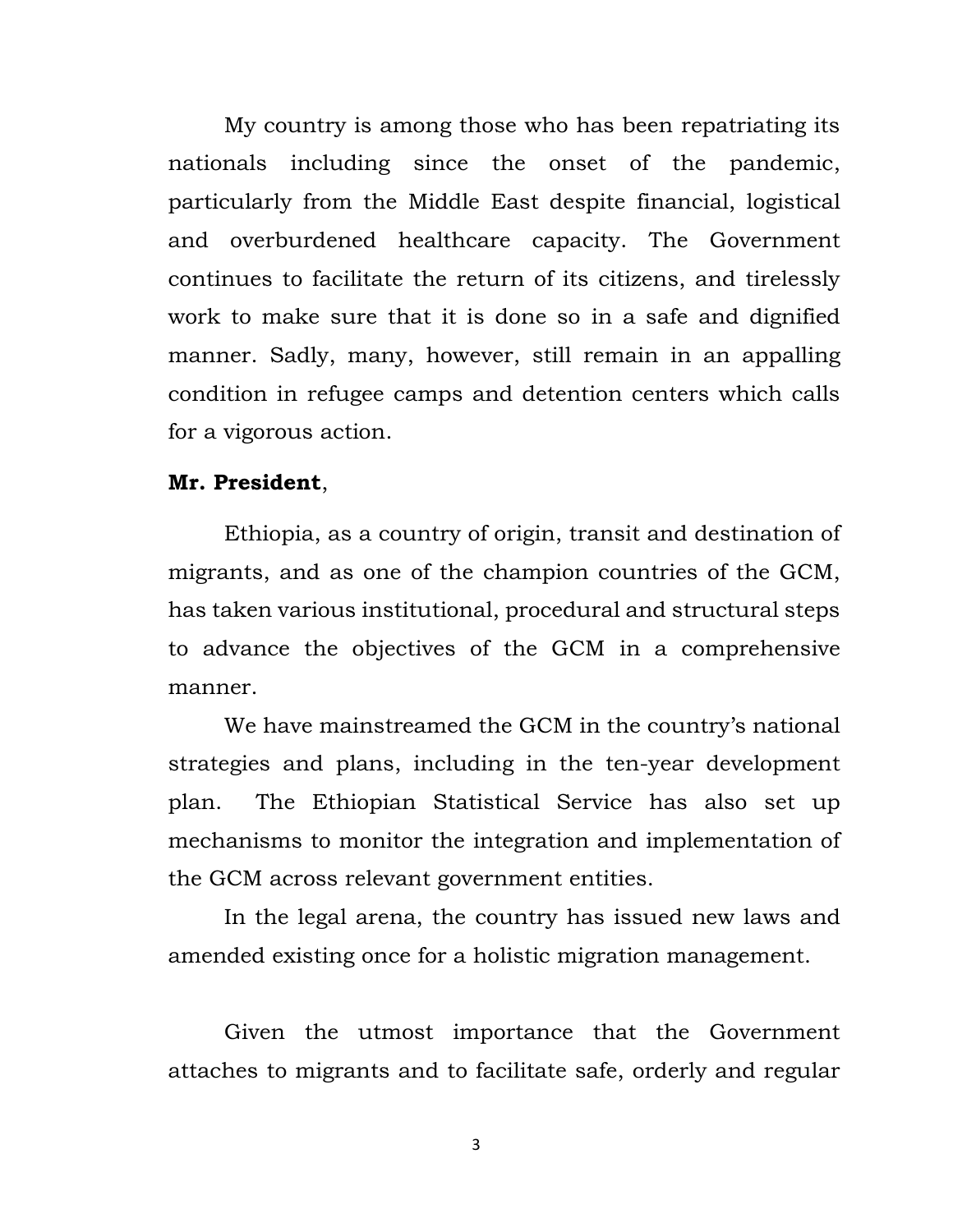My country is among those who has been repatriating its nationals including since the onset of the pandemic, particularly from the Middle East despite financial, logistical and overburdened healthcare capacity. The Government continues to facilitate the return of its citizens, and tirelessly work to make sure that it is done so in a safe and dignified manner. Sadly, many, however, still remain in an appalling condition in refugee camps and detention centers which calls for a vigorous action.

**Mr. President**,

Ethiopia, as a country of origin, transit and destination of migrants, and as one of the champion countries of the GCM, has taken various institutional, procedural and structural steps to advance the objectives of the GCM in a comprehensive manner.

We have mainstreamed the GCM in the country's national strategies and plans, including in the ten-year development plan. The Ethiopian Statistical Service has also set up mechanisms to monitor the integration and implementation of the GCM across relevant government entities.

In the legal arena, the country has issued new laws and amended existing once for a holistic migration management.

Given the utmost importance that the Government attaches to migrants and to facilitate safe, orderly and regular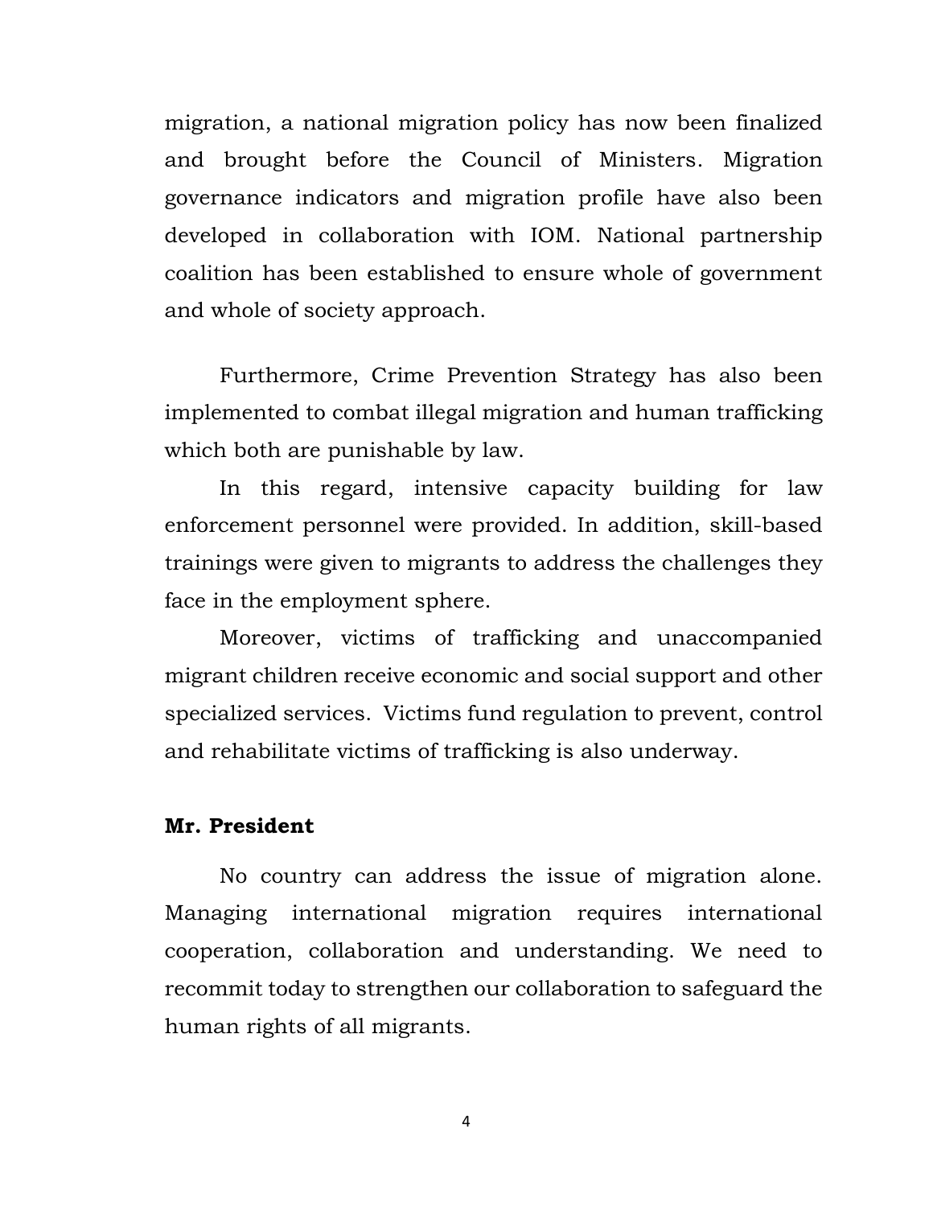migration, a national migration policy has now been finalized and brought before the Council of Ministers. Migration governance indicators and migration profile have also been developed in collaboration with IOM. National partnership coalition has been established to ensure whole of government and whole of society approach.

Furthermore, Crime Prevention Strategy has also been implemented to combat illegal migration and human trafficking which both are punishable by law.

In this regard, intensive capacity building for law enforcement personnel were provided. In addition, skill-based trainings were given to migrants to address the challenges they face in the employment sphere.

Moreover, victims of trafficking and unaccompanied migrant children receive economic and social support and other specialized services. Victims fund regulation to prevent, control and rehabilitate victims of trafficking is also underway.

**Mr. President**

No country can address the issue of migration alone. Managing international migration requires international cooperation, collaboration and understanding. We need to recommit today to strengthen our collaboration to safeguard the human rights of all migrants.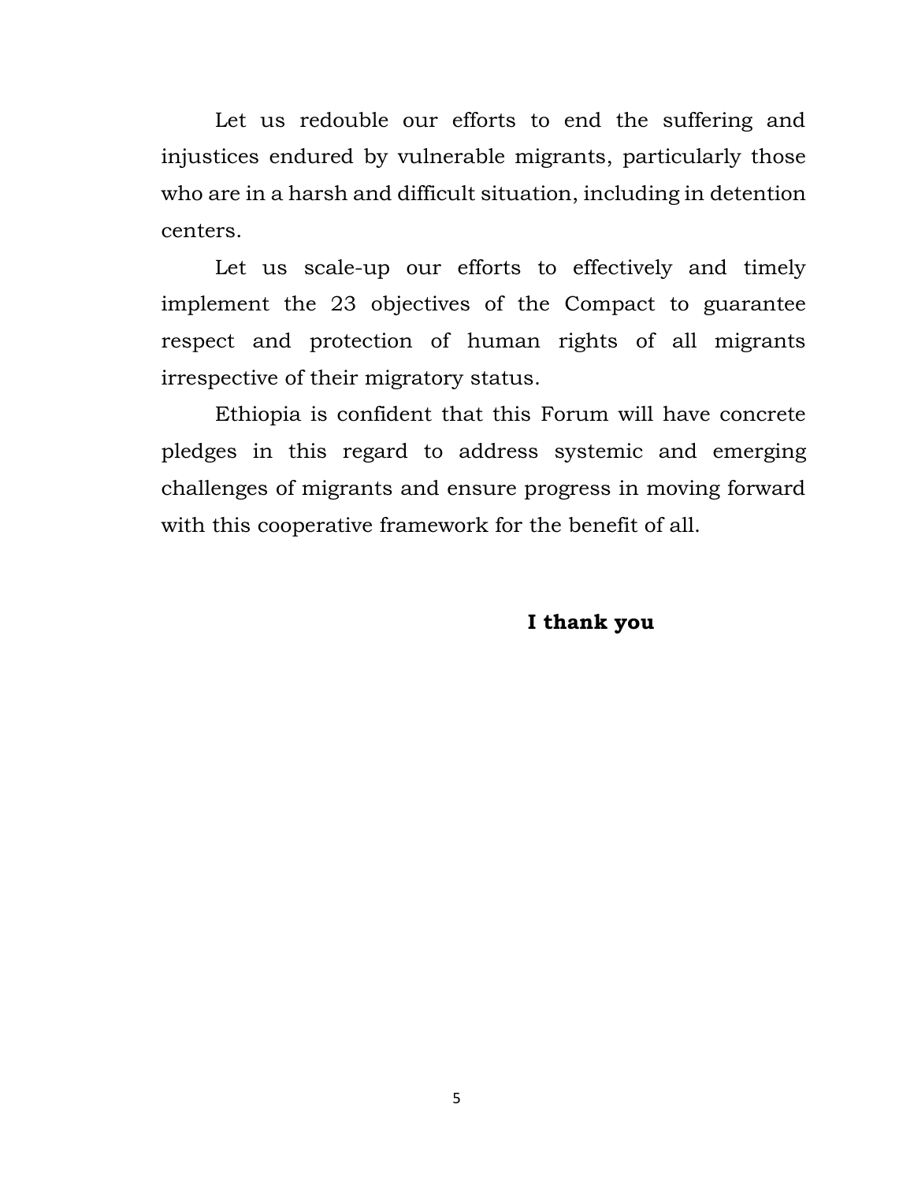Let us redouble our efforts to end the suffering and injustices endured by vulnerable migrants, particularly those who are in a harsh and difficult situation, including in detention centers.

Let us scale-up our efforts to effectively and timely implement the 23 objectives of the Compact to guarantee respect and protection of human rights of all migrants irrespective of their migratory status.

Ethiopia is confident that this Forum will have concrete pledges in this regard to address systemic and emerging challenges of migrants and ensure progress in moving forward with this cooperative framework for the benefit of all.

**I thank you**